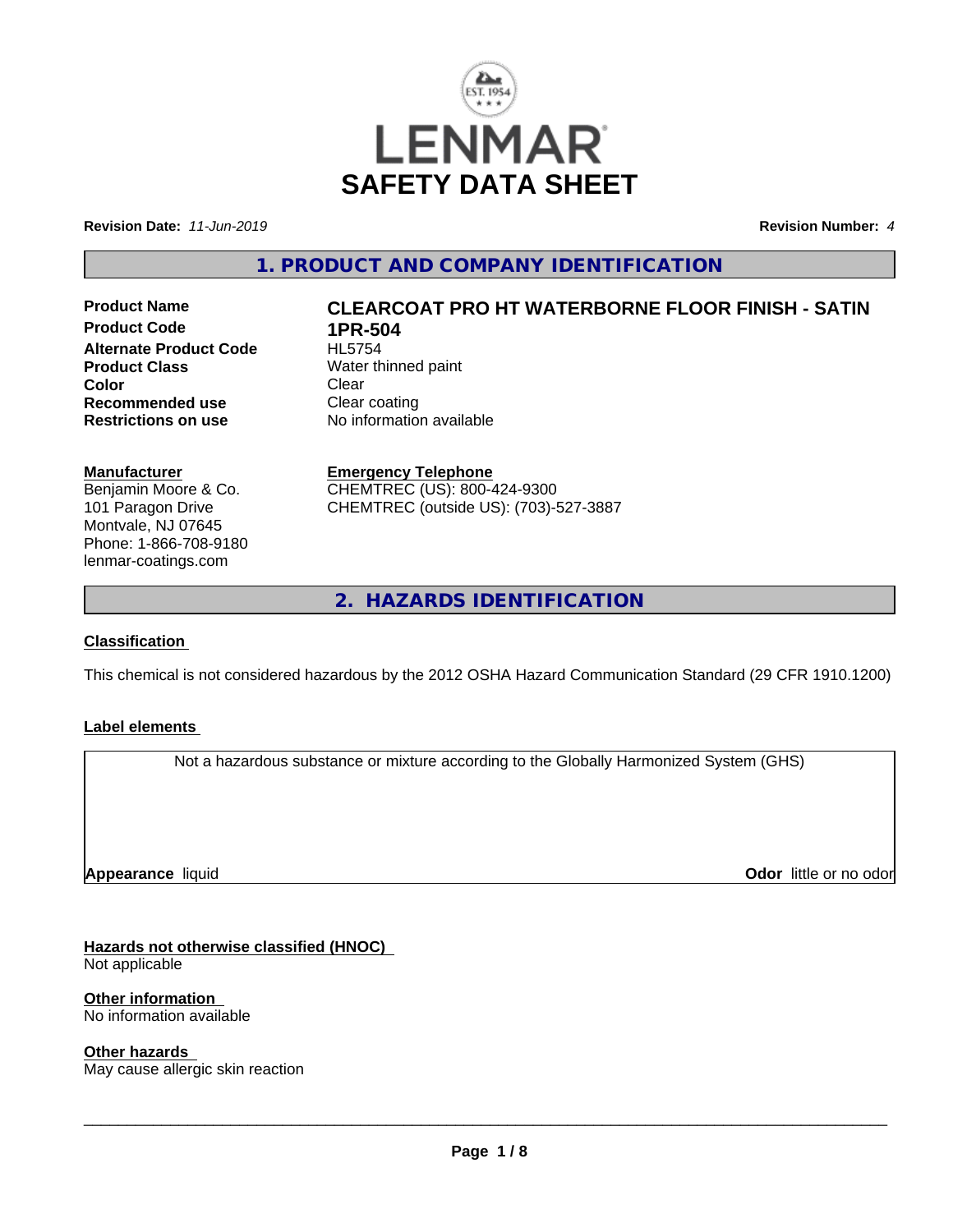# LENMAR SAFETY DATA SHEET

**Revision Date:** *11-Jun-2019* **Revision Number:** *4*

## 1. PRODUCT AND COMPANY IDENTIFICATION

| | |
|---|---|
| **Product Name** | **CLEARCOAT PRO HT WATERBORNE FLOOR FINISH - SATIN** |
| **Product Code** | **1PR-504** |
| **Alternate Product Code** | HL5754 |
| **Product Class** | Water thinned paint |
| **Color** | Clear |
| **Recommended use** | Clear coating |
| **Restrictions on use** | No information available |

**Manufacturer**
Benjamin Moore & Co.
101 Paragon Drive
Montvale, NJ 07645
Phone: 1-866-708-9180
lenmar-coatings.com

**Emergency Telephone**
CHEMTREC (US): 800-424-9300
CHEMTREC (outside US): (703)-527-3887

## 2. HAZARDS IDENTIFICATION

**Classification**

This chemical is not considered hazardous by the 2012 OSHA Hazard Communication Standard (29 CFR 1910.1200)

**Label elements**

Not a hazardous substance or mixture according to the Globally Harmonized System (GHS)

**Appearance** liquid **Odor** little or no odor

**Hazards not otherwise classified (HNOC)**
Not applicable

**Other information**
No information available

**Other hazards**
May cause allergic skin reaction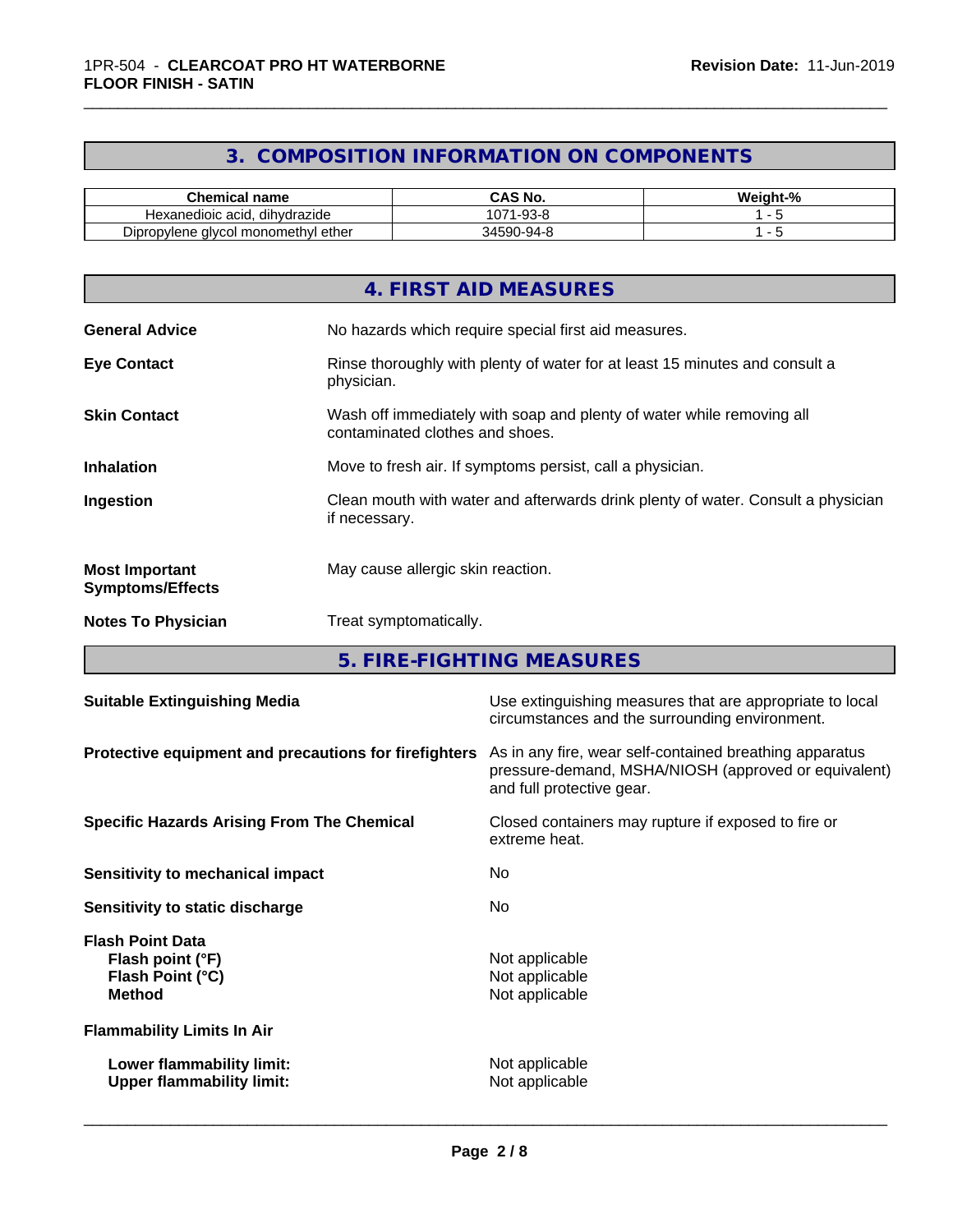## 3. COMPOSITION INFORMATION ON COMPONENTS

| Chemical name | CAS No. | Weight-% |
|---|---|---|
| Hexanedioic acid, dihydrazide | 1071-93-8 | 1 - 5 |
| Dipropylene glycol monomethyl ether | 34590-94-8 | 1 - 5 |

## 4. FIRST AID MEASURES

**General Advice** No hazards which require special first aid measures.

**Eye Contact** Rinse thoroughly with plenty of water for at least 15 minutes and consult a physician.

**Skin Contact** Wash off immediately with soap and plenty of water while removing all contaminated clothes and shoes.

**Inhalation** Move to fresh air. If symptoms persist, call a physician.

**Ingestion** Clean mouth with water and afterwards drink plenty of water. Consult a physician if necessary.

**Most Important Symptoms/Effects** May cause allergic skin reaction.

**Notes To Physician** Treat symptomatically.

## 5. FIRE-FIGHTING MEASURES

**Suitable Extinguishing Media** Use extinguishing measures that are appropriate to local circumstances and the surrounding environment.

**Protective equipment and precautions for firefighters** As in any fire, wear self-contained breathing apparatus pressure-demand, MSHA/NIOSH (approved or equivalent) and full protective gear.

**Specific Hazards Arising From The Chemical** Closed containers may rupture if exposed to fire or extreme heat.

**Sensitivity to mechanical impact** No

**Sensitivity to static discharge** No

**Flash Point Data**
**Flash point (°F)** Not applicable
**Flash Point (°C)** Not applicable
**Method** Not applicable

**Flammability Limits In Air**

**Lower flammability limit:** Not applicable
**Upper flammability limit:** Not applicable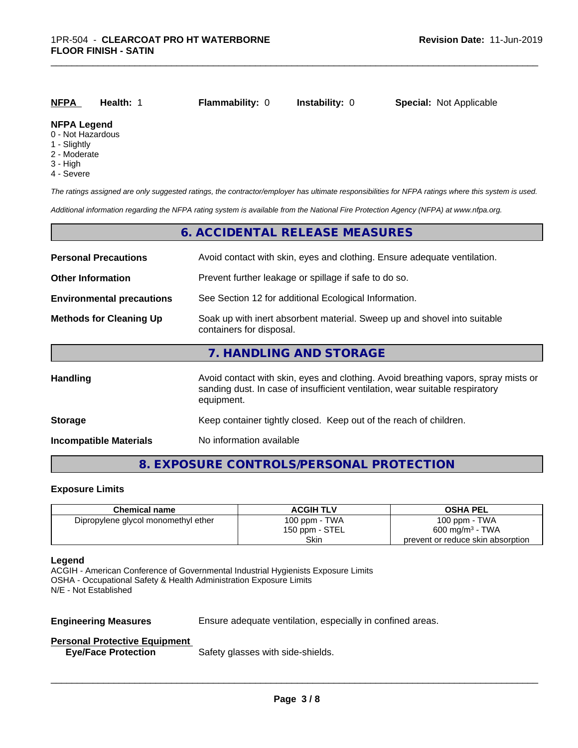| NFPA | Health: 1 | Flammability: 0 | Instability: 0 | Special: Not Applicable |
|---|---|---|---|---|

**NFPA Legend**
0 - Not Hazardous
1 - Slightly
2 - Moderate
3 - High
4 - Severe

*The ratings assigned are only suggested ratings, the contractor/employer has ultimate responsibilities for NFPA ratings where this system is used.*

*Additional information regarding the NFPA rating system is available from the National Fire Protection Agency (NFPA) at www.nfpa.org.*

## 6. ACCIDENTAL RELEASE MEASURES

**Personal Precautions** Avoid contact with skin, eyes and clothing. Ensure adequate ventilation.

**Other Information** Prevent further leakage or spillage if safe to do so.

**Environmental precautions** See Section 12 for additional Ecological Information.

**Methods for Cleaning Up** Soak up with inert absorbent material. Sweep up and shovel into suitable containers for disposal.

## 7. HANDLING AND STORAGE

**Handling** Avoid contact with skin, eyes and clothing. Avoid breathing vapors, spray mists or sanding dust. In case of insufficient ventilation, wear suitable respiratory equipment.

**Storage** Keep container tightly closed. Keep out of the reach of children.

**Incompatible Materials** No information available

## 8. EXPOSURE CONTROLS/PERSONAL PROTECTION

**Exposure Limits**

| Chemical name | ACGIH TLV | OSHA PEL |
|---|---|---|
| Dipropylene glycol monomethyl ether | 100 ppm - TWA<br>150 ppm - STEL<br>Skin | 100 ppm - TWA<br>600 mg/m³ - TWA<br>prevent or reduce skin absorption |

**Legend**
ACGIH - American Conference of Governmental Industrial Hygienists Exposure Limits
OSHA - Occupational Safety & Health Administration Exposure Limits
N/E - Not Established

**Engineering Measures** Ensure adequate ventilation, especially in confined areas.

**Personal Protective Equipment**
**Eye/Face Protection** Safety glasses with side-shields.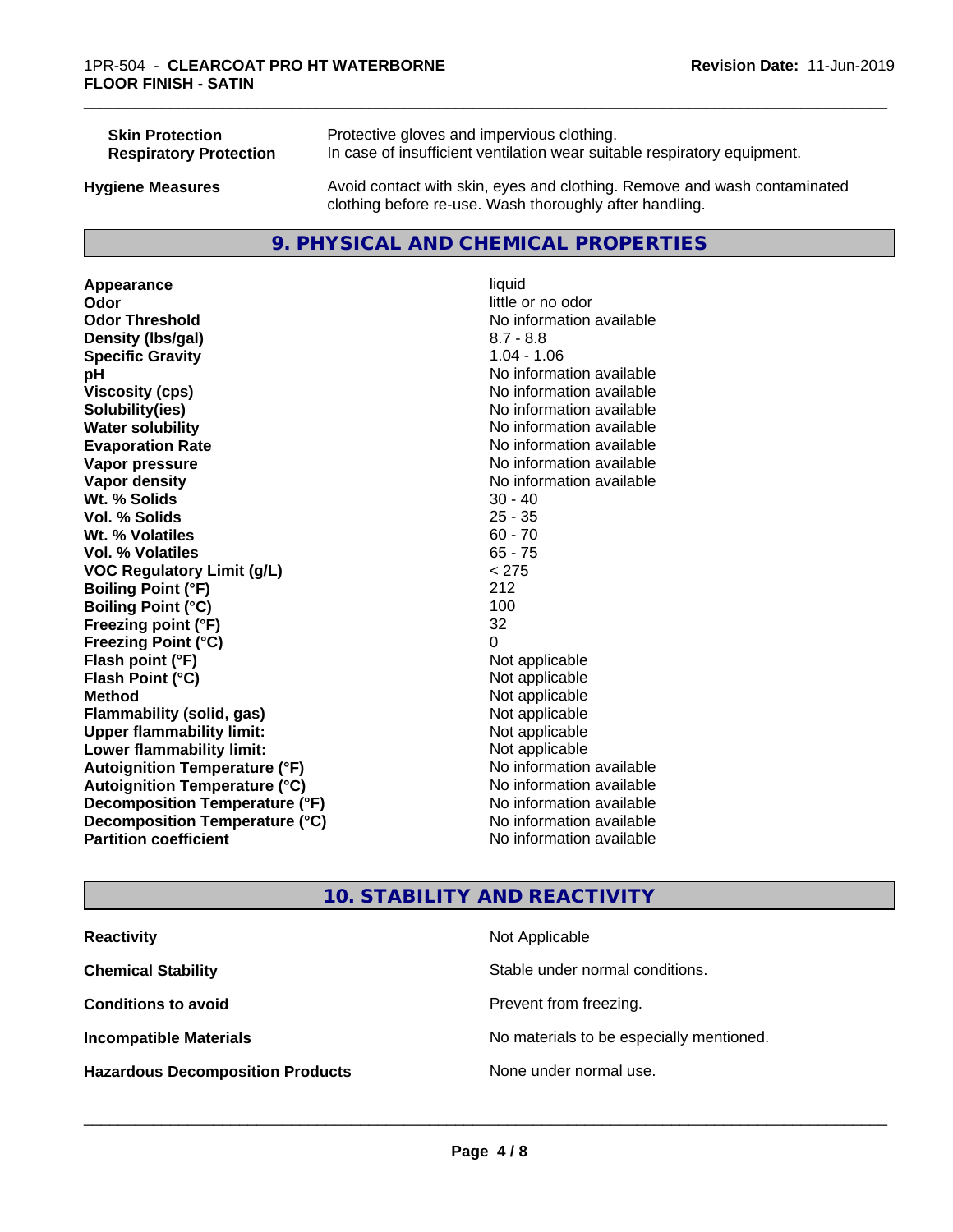| | |
|---|---|
| **Skin Protection** | Protective gloves and impervious clothing. |
| **Respiratory Protection** | In case of insufficient ventilation wear suitable respiratory equipment. |
| **Hygiene Measures** | Avoid contact with skin, eyes and clothing. Remove and wash contaminated clothing before re-use. Wash thoroughly after handling. |

## 9. PHYSICAL AND CHEMICAL PROPERTIES

| | |
|---|---|
| **Appearance** | liquid |
| **Odor** | little or no odor |
| **Odor Threshold** | No information available |
| **Density (lbs/gal)** | 8.7 - 8.8 |
| **Specific Gravity** | 1.04 - 1.06 |
| **pH** | No information available |
| **Viscosity (cps)** | No information available |
| **Solubility(ies)** | No information available |
| **Water solubility** | No information available |
| **Evaporation Rate** | No information available |
| **Vapor pressure** | No information available |
| **Vapor density** | No information available |
| **Wt. % Solids** | 30 - 40 |
| **Vol. % Solids** | 25 - 35 |
| **Wt. % Volatiles** | 60 - 70 |
| **Vol. % Volatiles** | 65 - 75 |
| **VOC Regulatory Limit (g/L)** | < 275 |
| **Boiling Point (°F)** | 212 |
| **Boiling Point (°C)** | 100 |
| **Freezing point (°F)** | 32 |
| **Freezing Point (°C)** | 0 |
| **Flash point (°F)** | Not applicable |
| **Flash Point (°C)** | Not applicable |
| **Method** | Not applicable |
| **Flammability (solid, gas)** | Not applicable |
| **Upper flammability limit:** | Not applicable |
| **Lower flammability limit:** | Not applicable |
| **Autoignition Temperature (°F)** | No information available |
| **Autoignition Temperature (°C)** | No information available |
| **Decomposition Temperature (°F)** | No information available |
| **Decomposition Temperature (°C)** | No information available |
| **Partition coefficient** | No information available |

## 10. STABILITY AND REACTIVITY

| | |
|---|---|
| **Reactivity** | Not Applicable |
| **Chemical Stability** | Stable under normal conditions. |
| **Conditions to avoid** | Prevent from freezing. |
| **Incompatible Materials** | No materials to be especially mentioned. |
| **Hazardous Decomposition Products** | None under normal use. |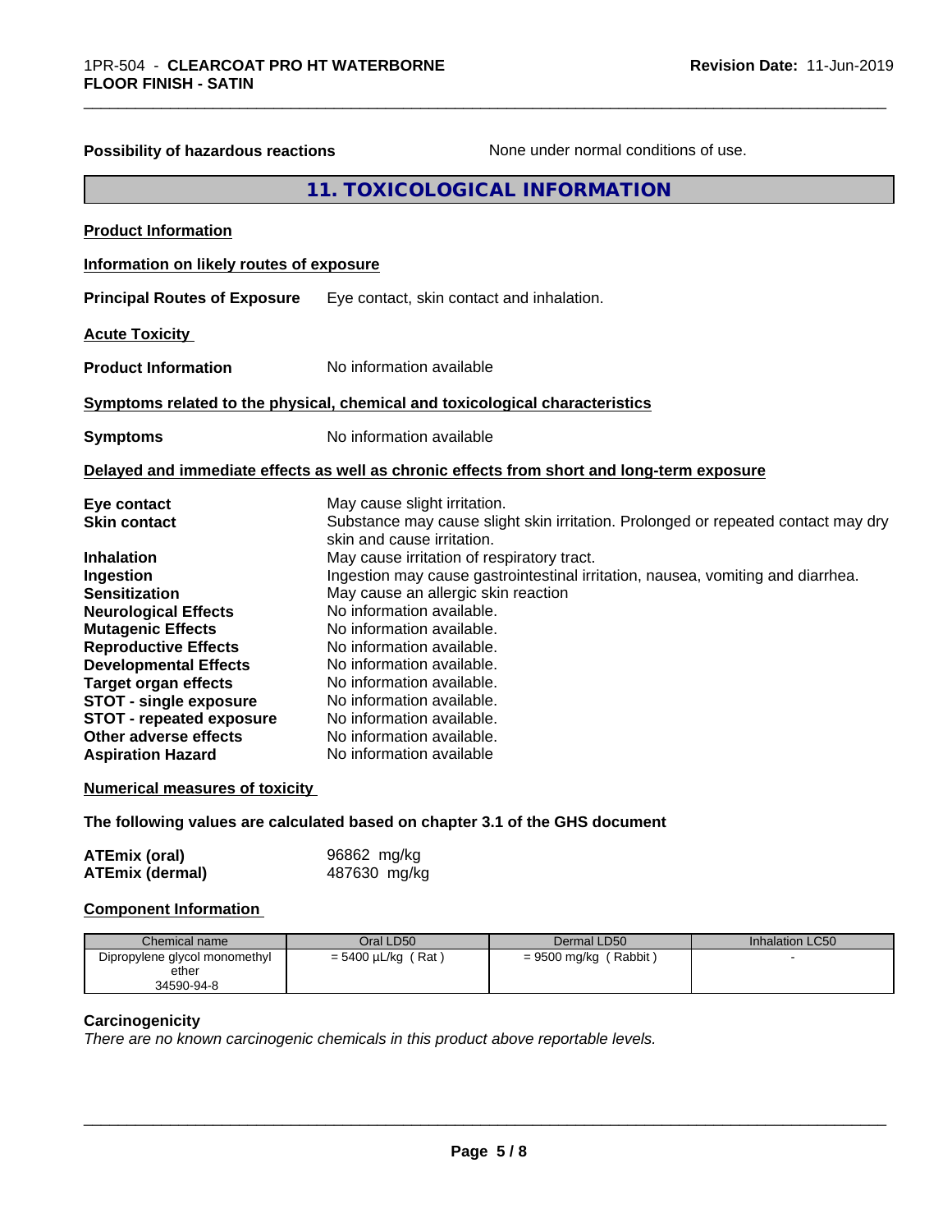**Possibility of hazardous reactions** None under normal conditions of use.

## 11. TOXICOLOGICAL INFORMATION

**Product Information**

**Information on likely routes of exposure**

**Principal Routes of Exposure** Eye contact, skin contact and inhalation.

**Acute Toxicity**

**Product Information** No information available

**Symptoms related to the physical, chemical and toxicological characteristics**

**Symptoms** No information available

**Delayed and immediate effects as well as chronic effects from short and long-term exposure**

**Eye contact** May cause slight irritation.
**Skin contact** Substance may cause slight skin irritation. Prolonged or repeated contact may dry skin and cause irritation.
**Inhalation** May cause irritation of respiratory tract.
**Ingestion** Ingestion may cause gastrointestinal irritation, nausea, vomiting and diarrhea.
**Sensitization** May cause an allergic skin reaction
**Neurological Effects** No information available.
**Mutagenic Effects** No information available.
**Reproductive Effects** No information available.
**Developmental Effects** No information available.
**Target organ effects** No information available.
**STOT - single exposure** No information available.
**STOT - repeated exposure** No information available.
**Other adverse effects** No information available.
**Aspiration Hazard** No information available

**Numerical measures of toxicity**

**The following values are calculated based on chapter 3.1 of the GHS document**

**ATEmix (oral)** 96862 mg/kg
**ATEmix (dermal)** 487630 mg/kg

**Component Information**

| Chemical name | Oral LD50 | Dermal LD50 | Inhalation LC50 |
|---|---|---|---|
| Dipropylene glycol monomethyl ether<br>34590-94-8 | = 5400 µL/kg ( Rat ) | = 9500 mg/kg ( Rabbit ) | - |

**Carcinogenicity**

*There are no known carcinogenic chemicals in this product above reportable levels.*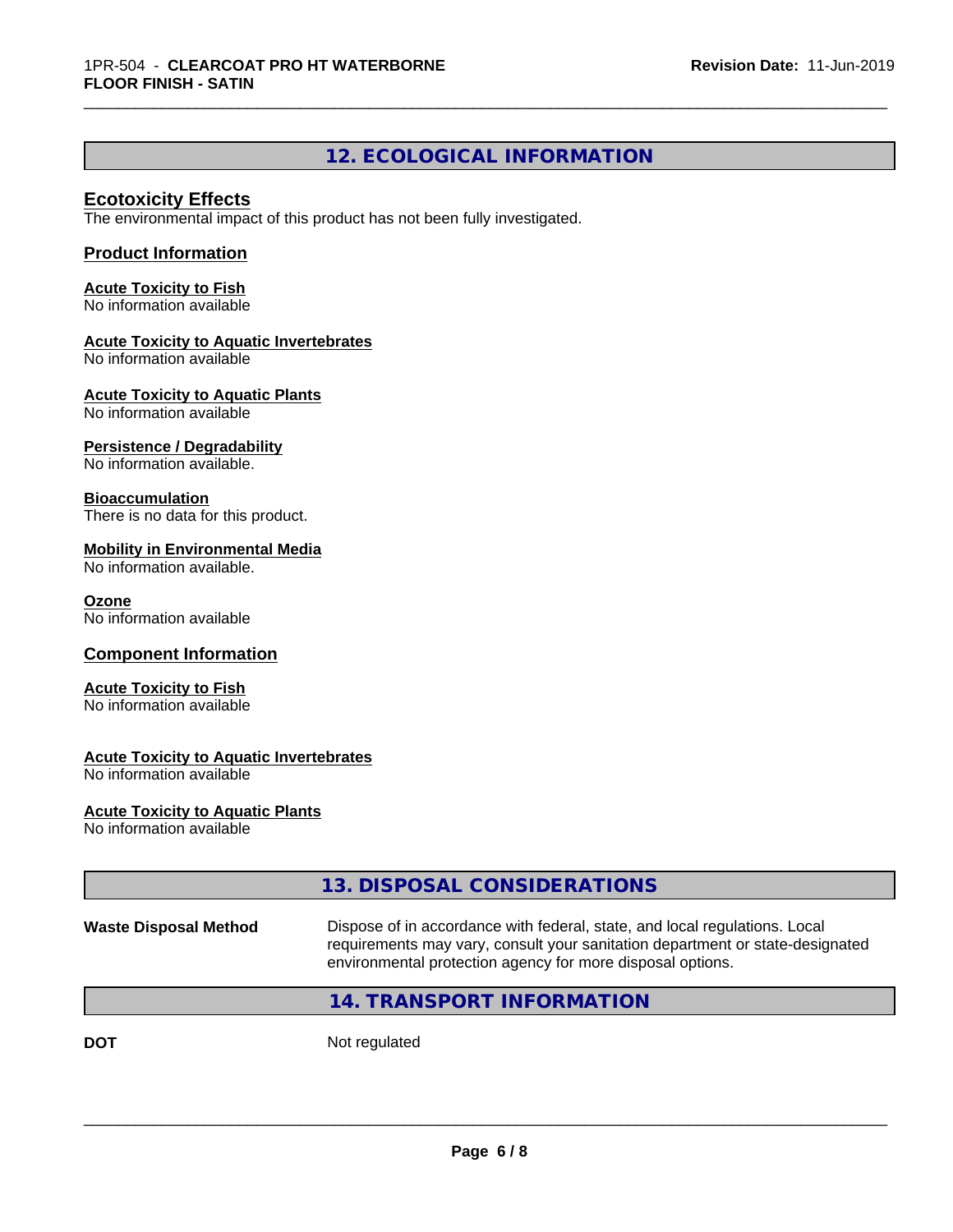## 12. ECOLOGICAL INFORMATION

### Ecotoxicity Effects

The environmental impact of this product has not been fully investigated.

### Product Information

**Acute Toxicity to Fish**
No information available

**Acute Toxicity to Aquatic Invertebrates**
No information available

**Acute Toxicity to Aquatic Plants**
No information available

**Persistence / Degradability**
No information available.

**Bioaccumulation**
There is no data for this product.

**Mobility in Environmental Media**
No information available.

**Ozone**
No information available

### Component Information

**Acute Toxicity to Fish**
No information available

**Acute Toxicity to Aquatic Invertebrates**
No information available

**Acute Toxicity to Aquatic Plants**
No information available

## 13. DISPOSAL CONSIDERATIONS

**Waste Disposal Method** Dispose of in accordance with federal, state, and local regulations. Local requirements may vary, consult your sanitation department or state-designated environmental protection agency for more disposal options.

## 14. TRANSPORT INFORMATION

**DOT** Not regulated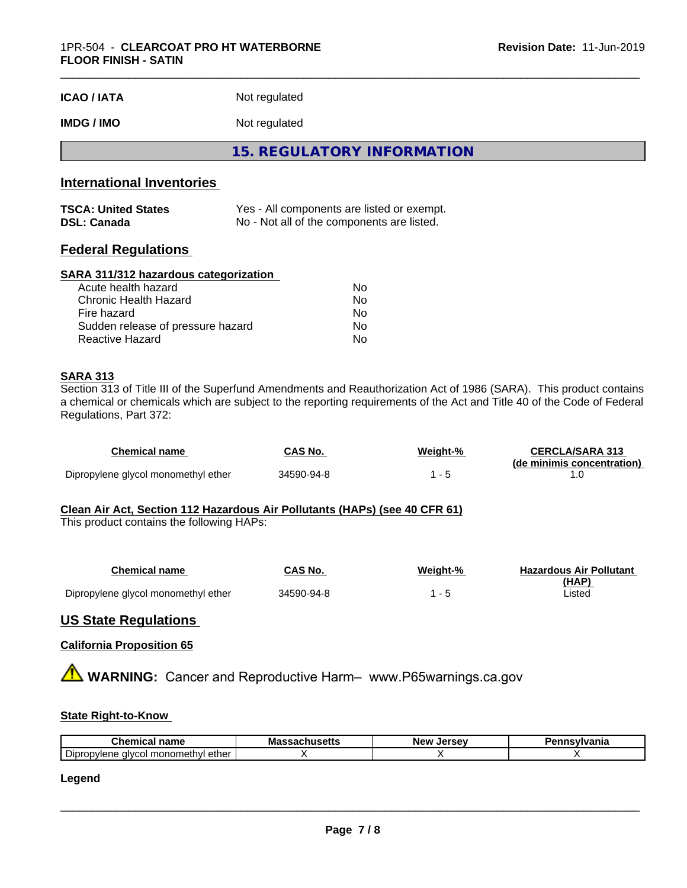| | |
|---|---|
| **ICAO / IATA** | Not regulated |
| **IMDG / IMO** | Not regulated |

## 15. REGULATORY INFORMATION

### International Inventories

| | |
|---|---|
| **TSCA: United States** | Yes - All components are listed or exempt. |
| **DSL: Canada** | No - Not all of the components are listed. |

### Federal Regulations

**SARA 311/312 hazardous categorization**

| | |
|---|---|
| Acute health hazard | No |
| Chronic Health Hazard | No |
| Fire hazard | No |
| Sudden release of pressure hazard | No |
| Reactive Hazard | No |

**SARA 313**

Section 313 of Title III of the Superfund Amendments and Reauthorization Act of 1986 (SARA). This product contains a chemical or chemicals which are subject to the reporting requirements of the Act and Title 40 of the Code of Federal Regulations, Part 372:

| Chemical name | CAS No. | Weight-% | CERCLA/SARA 313 (de minimis concentration) |
|---|---|---|---|
| Dipropylene glycol monomethyl ether | 34590-94-8 | 1 - 5 | 1.0 |

**Clean Air Act, Section 112 Hazardous Air Pollutants (HAPs) (see 40 CFR 61)**

This product contains the following HAPs:

| Chemical name | CAS No. | Weight-% | Hazardous Air Pollutant (HAP) |
|---|---|---|---|
| Dipropylene glycol monomethyl ether | 34590-94-8 | 1 - 5 | Listed |

### US State Regulations

**California Proposition 65**

⚠ **WARNING:** Cancer and Reproductive Harm– www.P65warnings.ca.gov

**State Right-to-Know**

| Chemical name | Massachusetts | New Jersey | Pennsylvania |
|---|---|---|---|
| Dipropylene glycol monomethyl ether | X | X | X |

**Legend**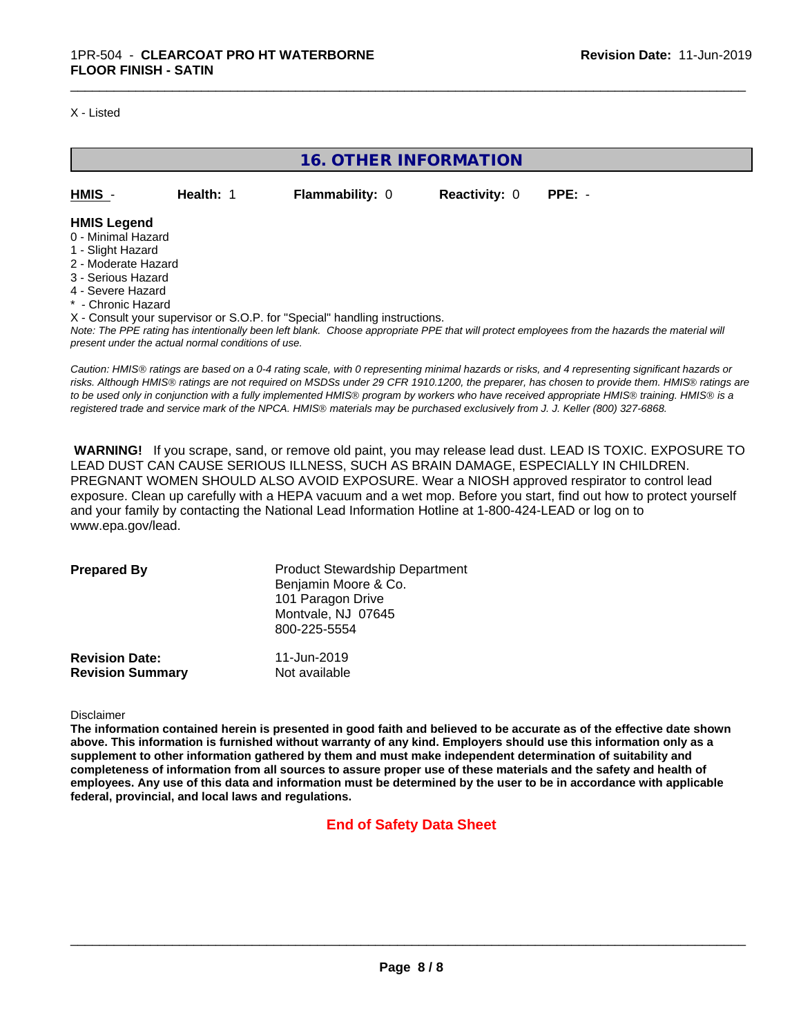X - Listed

## 16. OTHER INFORMATION

| HMIS - | Health: 1 | Flammability: 0 | Reactivity: 0 | PPE: - |
|---|---|---|---|---|

**HMIS Legend**

0 - Minimal Hazard
1 - Slight Hazard
2 - Moderate Hazard
3 - Serious Hazard
4 - Severe Hazard
* - Chronic Hazard
X - Consult your supervisor or S.O.P. for "Special" handling instructions.

*Note: The PPE rating has intentionally been left blank. Choose appropriate PPE that will protect employees from the hazards the material will present under the actual normal conditions of use.*

*Caution: HMIS® ratings are based on a 0-4 rating scale, with 0 representing minimal hazards or risks, and 4 representing significant hazards or risks. Although HMIS® ratings are not required on MSDSs under 29 CFR 1910.1200, the preparer, has chosen to provide them. HMIS® ratings are to be used only in conjunction with a fully implemented HMIS® program by workers who have received appropriate HMIS® training. HMIS® is a registered trade and service mark of the NPCA. HMIS® materials may be purchased exclusively from J. J. Keller (800) 327-6868.*

**WARNING!** If you scrape, sand, or remove old paint, you may release lead dust. LEAD IS TOXIC. EXPOSURE TO LEAD DUST CAN CAUSE SERIOUS ILLNESS, SUCH AS BRAIN DAMAGE, ESPECIALLY IN CHILDREN. PREGNANT WOMEN SHOULD ALSO AVOID EXPOSURE. Wear a NIOSH approved respirator to control lead exposure. Clean up carefully with a HEPA vacuum and a wet mop. Before you start, find out how to protect yourself and your family by contacting the National Lead Information Hotline at 1-800-424-LEAD or log on to www.epa.gov/lead.

**Prepared By**
Product Stewardship Department
Benjamin Moore & Co.
101 Paragon Drive
Montvale, NJ 07645
800-225-5554

**Revision Date:** 11-Jun-2019
**Revision Summary** Not available

Disclaimer

**The information contained herein is presented in good faith and believed to be accurate as of the effective date shown above. This information is furnished without warranty of any kind. Employers should use this information only as a supplement to other information gathered by them and must make independent determination of suitability and completeness of information from all sources to assure proper use of these materials and the safety and health of employees. Any use of this data and information must be determined by the user to be in accordance with applicable federal, provincial, and local laws and regulations.**

**End of Safety Data Sheet**